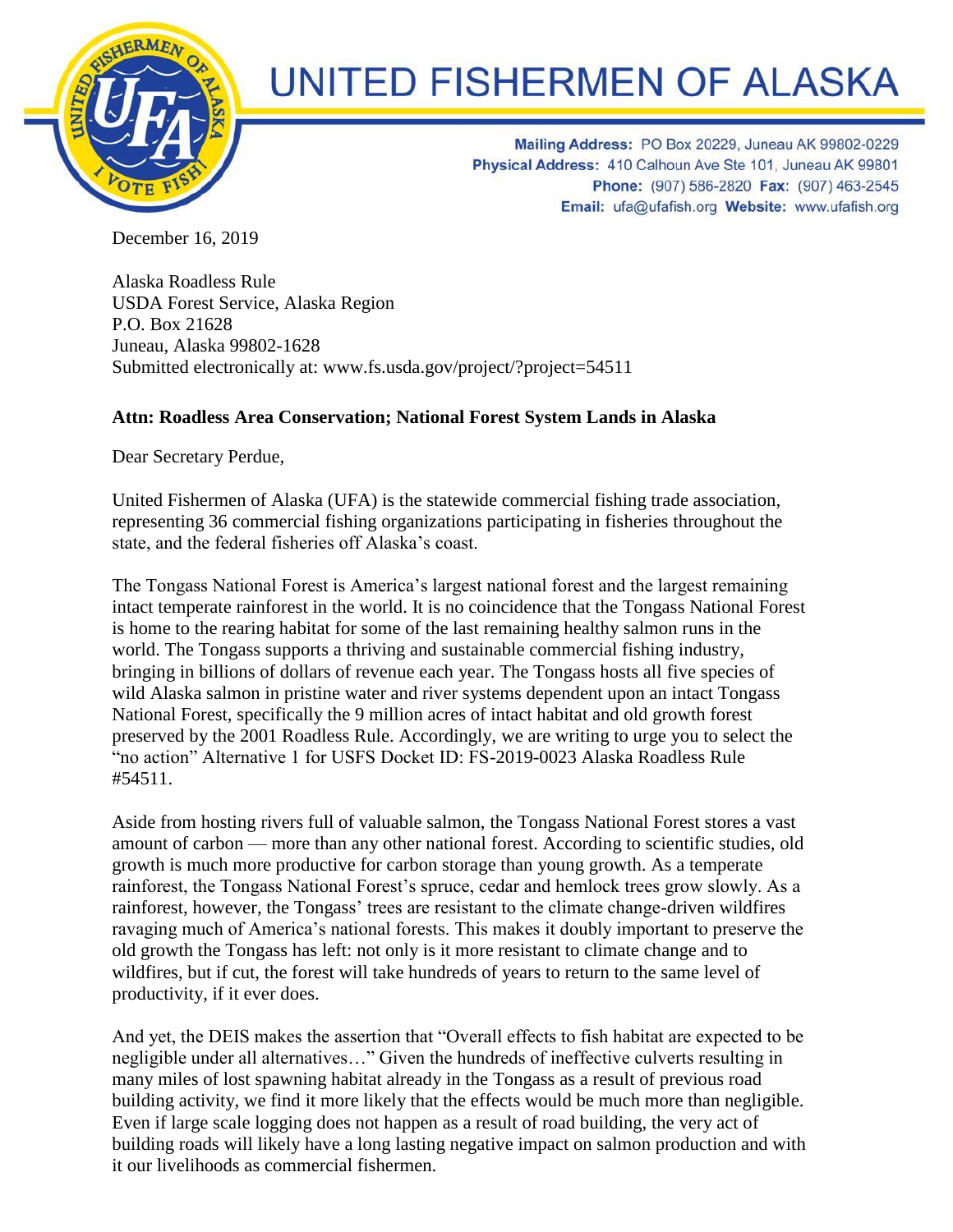# UNITED FISHERMEN OF ALASKA

**Mailing Address:** PO Box 20229, Juneau AK 99802-0229
**Physical Address:** 410 Calhoun Ave Ste 101, Juneau AK 99801
**Phone:** (907) 586-2820 **Fax:** (907) 463-2545
**Email:** ufa@ufafish.org **Website:** www.ufafish.org

December 16, 2019

Alaska Roadless Rule
USDA Forest Service, Alaska Region
P.O. Box 21628
Juneau, Alaska 99802-1628
Submitted electronically at: www.fs.usda.gov/project/?project=54511

**Attn: Roadless Area Conservation; National Forest System Lands in Alaska**

Dear Secretary Perdue,

United Fishermen of Alaska (UFA) is the statewide commercial fishing trade association, representing 36 commercial fishing organizations participating in fisheries throughout the state, and the federal fisheries off Alaska's coast.

The Tongass National Forest is America's largest national forest and the largest remaining intact temperate rainforest in the world. It is no coincidence that the Tongass National Forest is home to the rearing habitat for some of the last remaining healthy salmon runs in the world. The Tongass supports a thriving and sustainable commercial fishing industry, bringing in billions of dollars of revenue each year. The Tongass hosts all five species of wild Alaska salmon in pristine water and river systems dependent upon an intact Tongass National Forest, specifically the 9 million acres of intact habitat and old growth forest preserved by the 2001 Roadless Rule. Accordingly, we are writing to urge you to select the "no action" Alternative 1 for USFS Docket ID: FS-2019-0023 Alaska Roadless Rule #54511.

Aside from hosting rivers full of valuable salmon, the Tongass National Forest stores a vast amount of carbon — more than any other national forest. According to scientific studies, old growth is much more productive for carbon storage than young growth. As a temperate rainforest, the Tongass National Forest's spruce, cedar and hemlock trees grow slowly. As a rainforest, however, the Tongass' trees are resistant to the climate change-driven wildfires ravaging much of America's national forests. This makes it doubly important to preserve the old growth the Tongass has left: not only is it more resistant to climate change and to wildfires, but if cut, the forest will take hundreds of years to return to the same level of productivity, if it ever does.

And yet, the DEIS makes the assertion that "Overall effects to fish habitat are expected to be negligible under all alternatives…" Given the hundreds of ineffective culverts resulting in many miles of lost spawning habitat already in the Tongass as a result of previous road building activity, we find it more likely that the effects would be much more than negligible. Even if large scale logging does not happen as a result of road building, the very act of building roads will likely have a long lasting negative impact on salmon production and with it our livelihoods as commercial fishermen.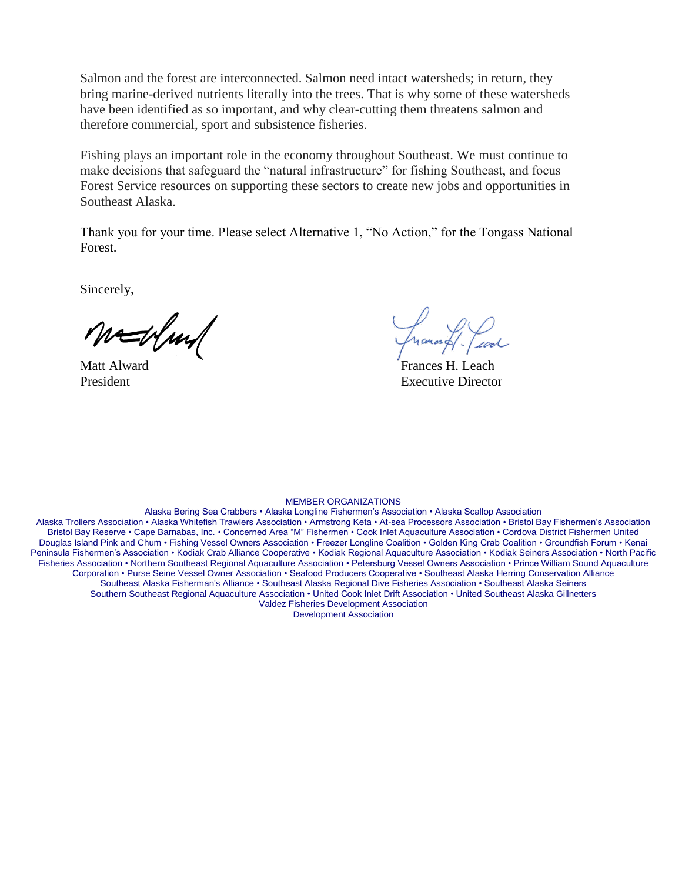Salmon and the forest are interconnected. Salmon need intact watersheds; in return, they bring marine-derived nutrients literally into the trees. That is why some of these watersheds have been identified as so important, and why clear-cutting them threatens salmon and therefore commercial, sport and subsistence fisheries.

Fishing plays an important role in the economy throughout Southeast. We must continue to make decisions that safeguard the "natural infrastructure" for fishing Southeast, and focus Forest Service resources on supporting these sectors to create new jobs and opportunities in Southeast Alaska.

Thank you for your time. Please select Alternative 1, "No Action," for the Tongass National Forest.

Sincerely,

Matt Alward
President

Frances H. Leach
Executive Director

MEMBER ORGANIZATIONS

Alaska Bering Sea Crabbers • Alaska Longline Fishermen's Association • Alaska Scallop Association
Alaska Trollers Association • Alaska Whitefish Trawlers Association • Armstrong Keta • At-sea Processors Association • Bristol Bay Fishermen's Association
Bristol Bay Reserve • Cape Barnabas, Inc. • Concerned Area "M" Fishermen • Cook Inlet Aquaculture Association • Cordova District Fishermen United
Douglas Island Pink and Chum • Fishing Vessel Owners Association • Freezer Longline Coalition • Golden King Crab Coalition • Groundfish Forum • Kenai Peninsula Fishermen's Association • Kodiak Crab Alliance Cooperative • Kodiak Regional Aquaculture Association • Kodiak Seiners Association • North Pacific Fisheries Association • Northern Southeast Regional Aquaculture Association • Petersburg Vessel Owners Association • Prince William Sound Aquaculture Corporation • Purse Seine Vessel Owner Association • Seafood Producers Cooperative • Southeast Alaska Herring Conservation Alliance
Southeast Alaska Fisherman's Alliance • Southeast Alaska Regional Dive Fisheries Association • Southeast Alaska Seiners
Southern Southeast Regional Aquaculture Association • United Cook Inlet Drift Association • United Southeast Alaska Gillnetters
Valdez Fisheries Development Association
Development Association